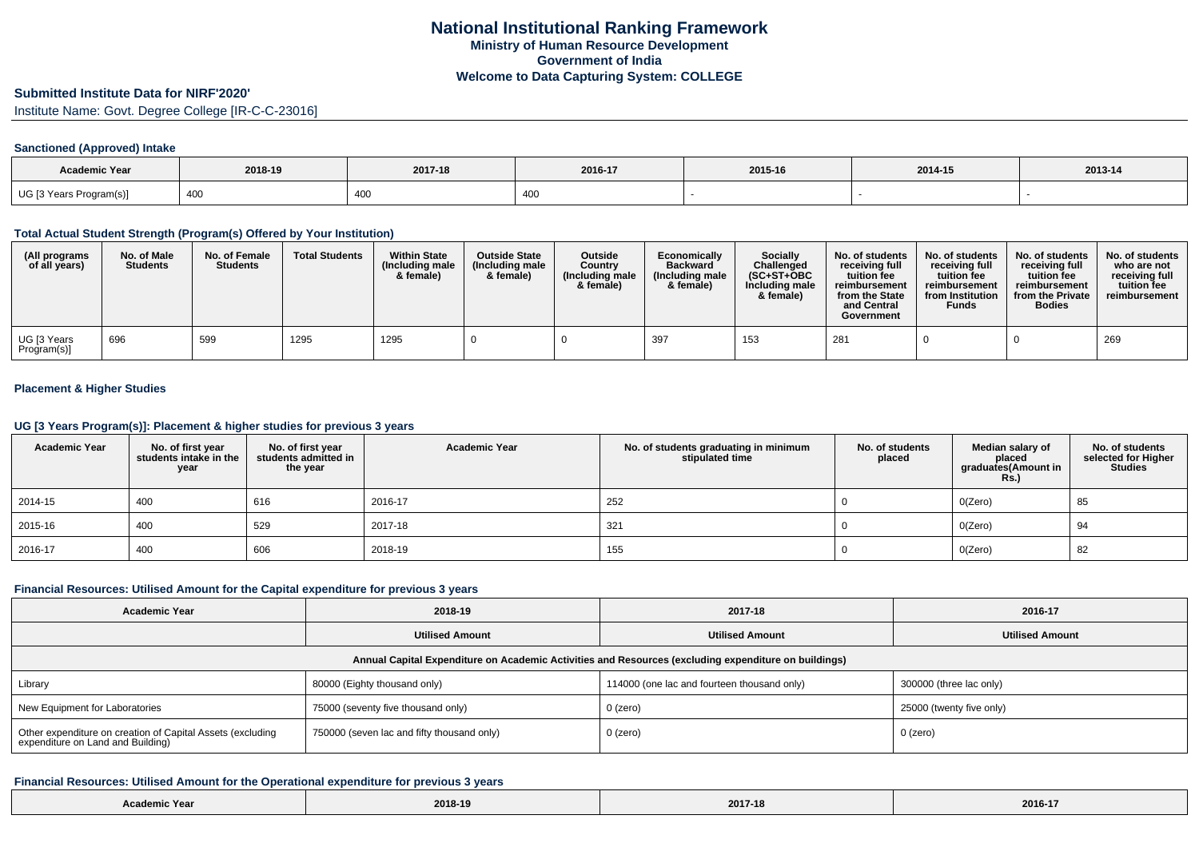# National Institutional Ranking Framework
## Ministry of Human Resource Development
## Government of India
## Welcome to Data Capturing System: COLLEGE

**Submitted Institute Data for NIRF'2020'**

Institute Name: Govt. Degree College [IR-C-C-23016]

### Sanctioned (Approved) Intake

| Academic Year | 2018-19 | 2017-18 | 2016-17 | 2015-16 | 2014-15 | 2013-14 |
|---|---|---|---|---|---|---|
| UG [3 Years Program(s)] | 400 | 400 | 400 | - | - | - |

### Total Actual Student Strength (Program(s) Offered by Your Institution)

| (All programs of all years) | No. of Male Students | No. of Female Students | Total Students | Within State (Including male & female) | Outside State (Including male & female) | Outside Country (Including male & female) | Economically Backward (Including male & female) | Socially Challenged (SC+ST+OBC Including male & female) | No. of students receiving full tuition fee reimbursement from the State and Central Government | No. of students receiving full tuition fee reimbursement from Institution Funds | No. of students receiving full tuition fee reimbursement from the Private Bodies | No. of students who are not receiving full tuition fee reimbursement |
|---|---|---|---|---|---|---|---|---|---|---|---|---|
| UG [3 Years Program(s)] | 696 | 599 | 1295 | 1295 | 0 | 0 | 397 | 153 | 281 | 0 | 0 | 269 |

### Placement & Higher Studies

### UG [3 Years Program(s)]: Placement & higher studies for previous 3 years

| Academic Year | No. of first year students intake in the year | No. of first year students admitted in the year | Academic Year | No. of students graduating in minimum stipulated time | No. of students placed | Median salary of placed graduates(Amount in Rs.) | No. of students selected for Higher Studies |
|---|---|---|---|---|---|---|---|
| 2014-15 | 400 | 616 | 2016-17 | 252 | 0 | 0(Zero) | 85 |
| 2015-16 | 400 | 529 | 2017-18 | 321 | 0 | 0(Zero) | 94 |
| 2016-17 | 400 | 606 | 2018-19 | 155 | 0 | 0(Zero) | 82 |

### Financial Resources: Utilised Amount for the Capital expenditure for previous 3 years

| Academic Year | 2018-19 | 2017-18 | 2016-17 |
|---|---|---|---|
| | Utilised Amount | Utilised Amount | Utilised Amount |
| Annual Capital Expenditure on Academic Activities and Resources (excluding expenditure on buildings) | | | |
| Library | 80000 (Eighty thousand only) | 114000 (one lac and fourteen thousand only) | 300000 (three lac only) |
| New Equipment for Laboratories | 75000 (seventy five thousand only) | 0 (zero) | 25000 (twenty five only) |
| Other expenditure on creation of Capital Assets (excluding expenditure on Land and Building) | 750000 (seven lac and fifty thousand only) | 0 (zero) | 0 (zero) |

### Financial Resources: Utilised Amount for the Operational expenditure for previous 3 years

| Academic Year | 2018-19 | 2017-18 | 2016-17 |
|---|---|---|---|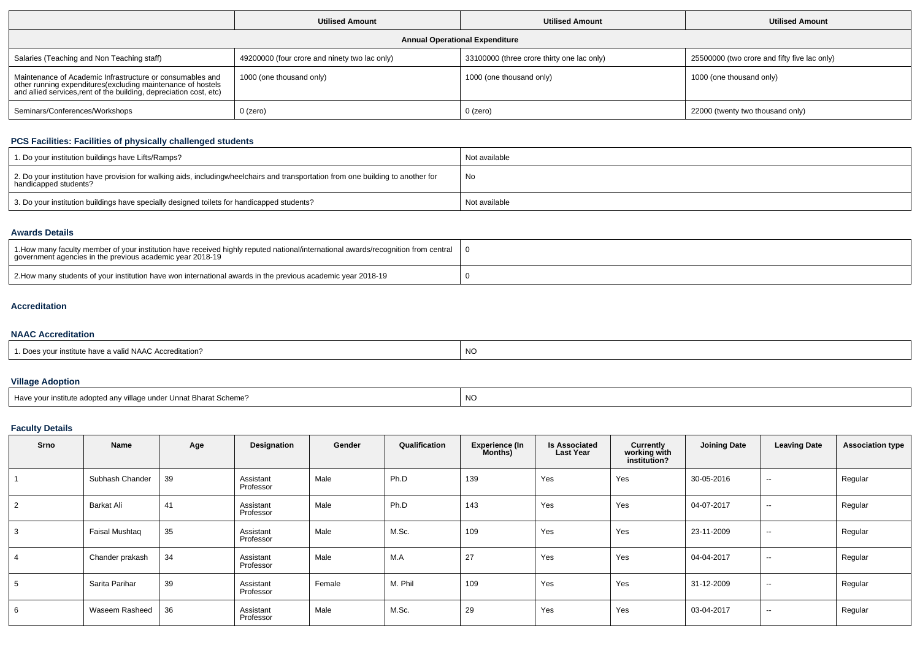| | Utilised Amount | Utilised Amount | Utilised Amount |
|---|---|---|---|
| **Annual Operational Expenditure** | | | |
| Salaries (Teaching and Non Teaching staff) | 49200000 (four crore and ninety two lac only) | 33100000 (three crore thirty one lac only) | 25500000 (two crore and fifty five lac only) |
| Maintenance of Academic Infrastructure or consumables and other running expenditures(excluding maintenance of hostels and allied services,rent of the building, depreciation cost, etc) | 1000 (one thousand only) | 1000 (one thousand only) | 1000 (one thousand only) |
| Seminars/Conferences/Workshops | 0 (zero) | 0 (zero) | 22000 (twenty two thousand only) |

### PCS Facilities: Facilities of physically challenged students

| | |
|---|---|
| 1. Do your institution buildings have Lifts/Ramps? | Not available |
| 2. Do your institution have provision for walking aids, includingwheelchairs and transportation from one building to another for handicapped students? | No |
| 3. Do your institution buildings have specially designed toilets for handicapped students? | Not available |

### Awards Details

| | |
|---|---|
| 1.How many faculty member of your institution have received highly reputed national/international awards/recognition from central government agencies in the previous academic year 2018-19 | 0 |
| 2.How many students of your institution have won international awards in the previous academic year 2018-19 | 0 |

### Accreditation

### NAAC Accreditation

| | |
|---|---|
| 1. Does your institute have a valid NAAC Accreditation? | NO |

### Village Adoption

| | |
|---|---|
| Have your institute adopted any village under Unnat Bharat Scheme? | NO |

### Faculty Details

| Srno | Name | Age | Designation | Gender | Qualification | Experience (In Months) | Is Associated Last Year | Currently working with institution? | Joining Date | Leaving Date | Association type |
|---|---|---|---|---|---|---|---|---|---|---|---|
| 1 | Subhash Chander | 39 | Assistant Professor | Male | Ph.D | 139 | Yes | Yes | 30-05-2016 | -- | Regular |
| 2 | Barkat Ali | 41 | Assistant Professor | Male | Ph.D | 143 | Yes | Yes | 04-07-2017 | -- | Regular |
| 3 | Faisal Mushtaq | 35 | Assistant Professor | Male | M.Sc. | 109 | Yes | Yes | 23-11-2009 | -- | Regular |
| 4 | Chander prakash | 34 | Assistant Professor | Male | M.A | 27 | Yes | Yes | 04-04-2017 | -- | Regular |
| 5 | Sarita Parihar | 39 | Assistant Professor | Female | M. Phil | 109 | Yes | Yes | 31-12-2009 | -- | Regular |
| 6 | Waseem Rasheed | 36 | Assistant Professor | Male | M.Sc. | 29 | Yes | Yes | 03-04-2017 | -- | Regular |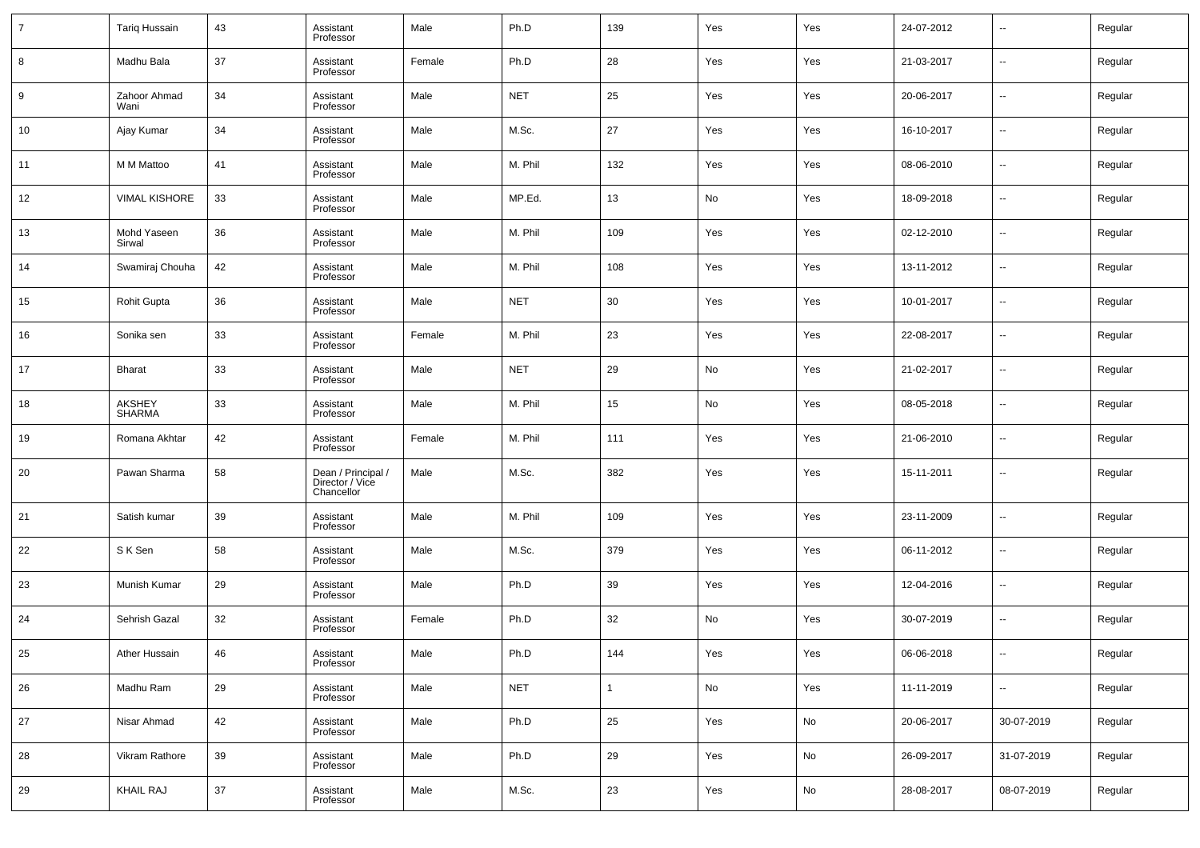| | | | | | | | | | | | |
|---|---|---|---|---|---|---|---|---|---|---|---|
| 7 | Tariq Hussain | 43 | Assistant Professor | Male | Ph.D | 139 | Yes | Yes | 24-07-2012 | -- | Regular |
| 8 | Madhu Bala | 37 | Assistant Professor | Female | Ph.D | 28 | Yes | Yes | 21-03-2017 | -- | Regular |
| 9 | Zahoor Ahmad Wani | 34 | Assistant Professor | Male | NET | 25 | Yes | Yes | 20-06-2017 | -- | Regular |
| 10 | Ajay Kumar | 34 | Assistant Professor | Male | M.Sc. | 27 | Yes | Yes | 16-10-2017 | -- | Regular |
| 11 | M M Mattoo | 41 | Assistant Professor | Male | M. Phil | 132 | Yes | Yes | 08-06-2010 | -- | Regular |
| 12 | VIMAL KISHORE | 33 | Assistant Professor | Male | MP.Ed. | 13 | No | Yes | 18-09-2018 | -- | Regular |
| 13 | Mohd Yaseen Sirwal | 36 | Assistant Professor | Male | M. Phil | 109 | Yes | Yes | 02-12-2010 | -- | Regular |
| 14 | Swamiraj Chouha | 42 | Assistant Professor | Male | M. Phil | 108 | Yes | Yes | 13-11-2012 | -- | Regular |
| 15 | Rohit Gupta | 36 | Assistant Professor | Male | NET | 30 | Yes | Yes | 10-01-2017 | -- | Regular |
| 16 | Sonika sen | 33 | Assistant Professor | Female | M. Phil | 23 | Yes | Yes | 22-08-2017 | -- | Regular |
| 17 | Bharat | 33 | Assistant Professor | Male | NET | 29 | No | Yes | 21-02-2017 | -- | Regular |
| 18 | AKSHEY SHARMA | 33 | Assistant Professor | Male | M. Phil | 15 | No | Yes | 08-05-2018 | -- | Regular |
| 19 | Romana Akhtar | 42 | Assistant Professor | Female | M. Phil | 111 | Yes | Yes | 21-06-2010 | -- | Regular |
| 20 | Pawan Sharma | 58 | Dean / Principal / Director / Vice Chancellor | Male | M.Sc. | 382 | Yes | Yes | 15-11-2011 | -- | Regular |
| 21 | Satish kumar | 39 | Assistant Professor | Male | M. Phil | 109 | Yes | Yes | 23-11-2009 | -- | Regular |
| 22 | S K Sen | 58 | Assistant Professor | Male | M.Sc. | 379 | Yes | Yes | 06-11-2012 | -- | Regular |
| 23 | Munish Kumar | 29 | Assistant Professor | Male | Ph.D | 39 | Yes | Yes | 12-04-2016 | -- | Regular |
| 24 | Sehrish Gazal | 32 | Assistant Professor | Female | Ph.D | 32 | No | Yes | 30-07-2019 | -- | Regular |
| 25 | Ather Hussain | 46 | Assistant Professor | Male | Ph.D | 144 | Yes | Yes | 06-06-2018 | -- | Regular |
| 26 | Madhu Ram | 29 | Assistant Professor | Male | NET | 1 | No | Yes | 11-11-2019 | -- | Regular |
| 27 | Nisar Ahmad | 42 | Assistant Professor | Male | Ph.D | 25 | Yes | No | 20-06-2017 | 30-07-2019 | Regular |
| 28 | Vikram Rathore | 39 | Assistant Professor | Male | Ph.D | 29 | Yes | No | 26-09-2017 | 31-07-2019 | Regular |
| 29 | KHAIL RAJ | 37 | Assistant Professor | Male | M.Sc. | 23 | Yes | No | 28-08-2017 | 08-07-2019 | Regular |